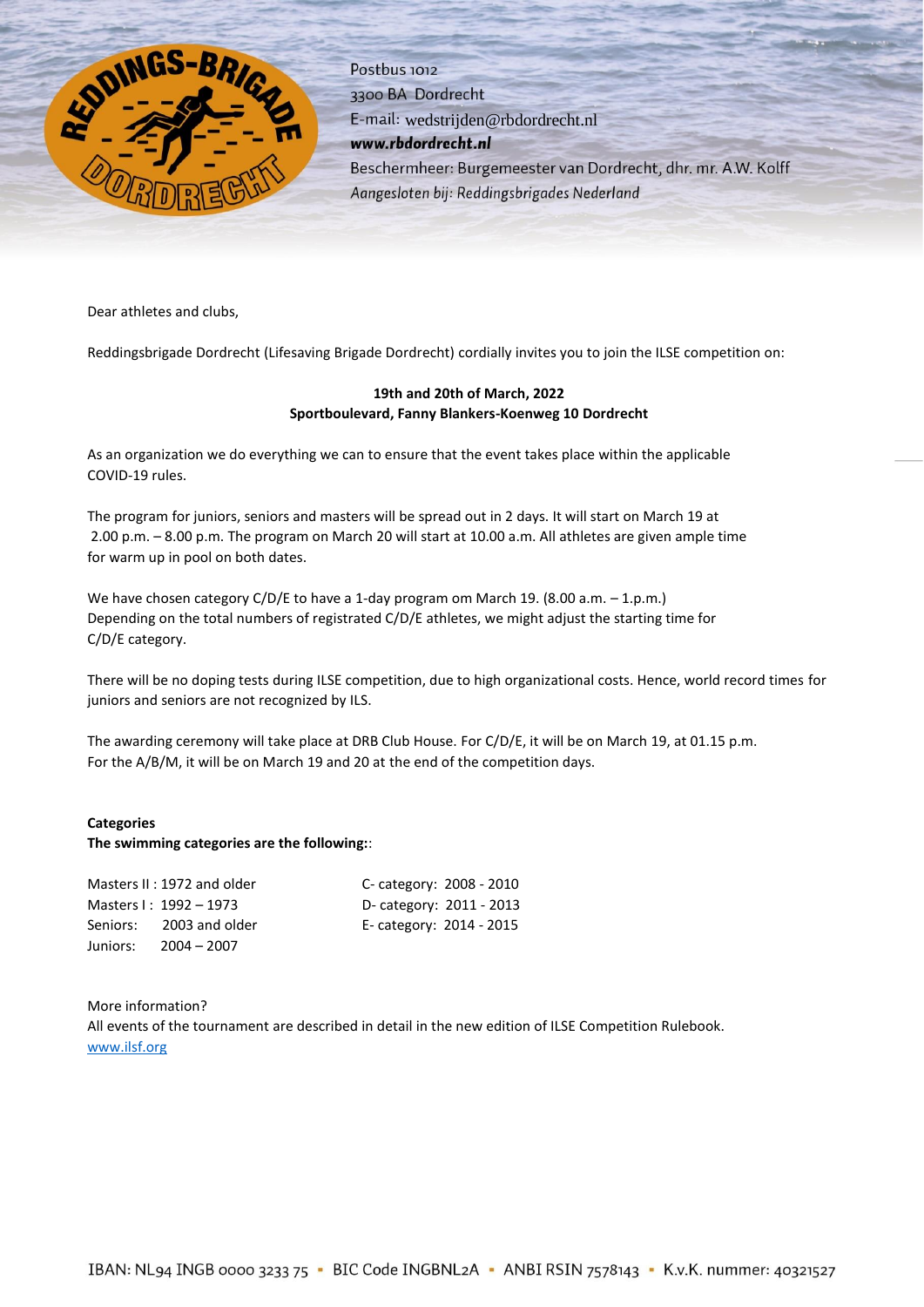Postbus 1012
3300 BA Dordrecht
E-mail: wedstrijden@rbdordrecht.nl
***www.rbdordrecht.nl***
Beschermheer: Burgemeester van Dordrecht, dhr. mr. A.W. Kolff
*Aangesloten bij: Reddingsbrigades Nederland*

Dear athletes and clubs,

Reddingsbrigade Dordrecht (Lifesaving Brigade Dordrecht) cordially invites you to join the ILSE competition on:

**19th and 20th of March, 2022**
**Sportboulevard, Fanny Blankers-Koenweg 10 Dordrecht**

As an organization we do everything we can to ensure that the event takes place within the applicable COVID-19 rules.

The program for juniors, seniors and masters will be spread out in 2 days. It will start on March 19 at 2.00 p.m. – 8.00 p.m. The program on March 20 will start at 10.00 a.m. All athletes are given ample time for warm up in pool on both dates.

We have chosen category C/D/E to have a 1-day program om March 19. (8.00 a.m. – 1.p.m.)
Depending on the total numbers of registrated C/D/E athletes, we might adjust the starting time for C/D/E category.

There will be no doping tests during ILSE competition, due to high organizational costs. Hence, world record times for juniors and seniors are not recognized by ILS.

The awarding ceremony will take place at DRB Club House. For C/D/E, it will be on March 19, at 01.15 p.m.
For the A/B/M, it will be on March 19 and 20 at the end of the competition days.

**Categories**
**The swimming categories are the following:**:

Masters II : 1972 and older
Masters I : 1992 – 1973
Seniors: 2003 and older
Juniors: 2004 – 2007

C- category: 2008 - 2010
D- category: 2011 - 2013
E- category: 2014 - 2015

More information?
All events of the tournament are described in detail in the new edition of ILSE Competition Rulebook.
[www.ilsf.org](www.ilsf.org)

IBAN: NL94 INGB 0000 3233 75 ▪ BIC Code INGBNL2A ▪ ANBI RSIN 7578143 ▪ K.v.K. nummer: 40321527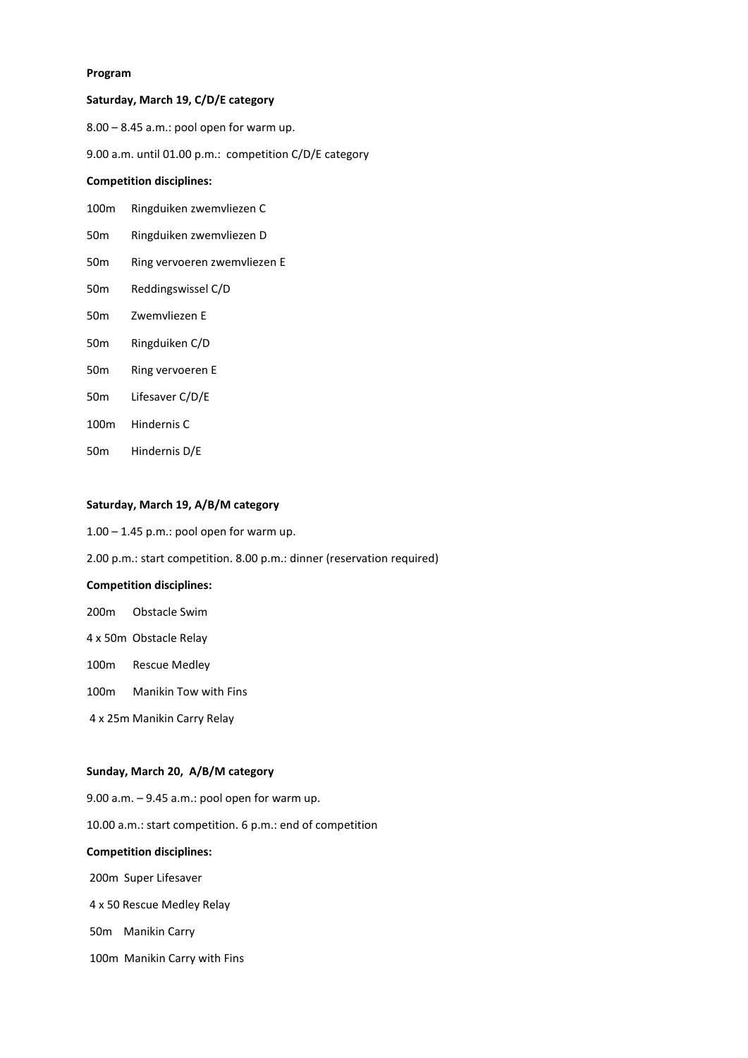**Program**

**Saturday, March 19, C/D/E category**

8.00 – 8.45 a.m.: pool open for warm up.

9.00 a.m. until 01.00 p.m.: competition C/D/E category

**Competition disciplines:**

100m Ringduiken zwemvliezen C

50m Ringduiken zwemvliezen D

50m Ring vervoeren zwemvliezen E

50m Reddingswissel C/D

50m Zwemvliezen E

50m Ringduiken C/D

50m Ring vervoeren E

50m Lifesaver C/D/E

100m Hindernis C

50m Hindernis D/E

**Saturday, March 19, A/B/M category**

1.00 – 1.45 p.m.: pool open for warm up.

2.00 p.m.: start competition. 8.00 p.m.: dinner (reservation required)

**Competition disciplines:**

200m Obstacle Swim

4 x 50m Obstacle Relay

100m Rescue Medley

100m Manikin Tow with Fins

4 x 25m Manikin Carry Relay

**Sunday, March 20, A/B/M category**

9.00 a.m. – 9.45 a.m.: pool open for warm up.

10.00 a.m.: start competition. 6 p.m.: end of competition

**Competition disciplines:**

200m Super Lifesaver

4 x 50 Rescue Medley Relay

50m Manikin Carry

100m Manikin Carry with Fins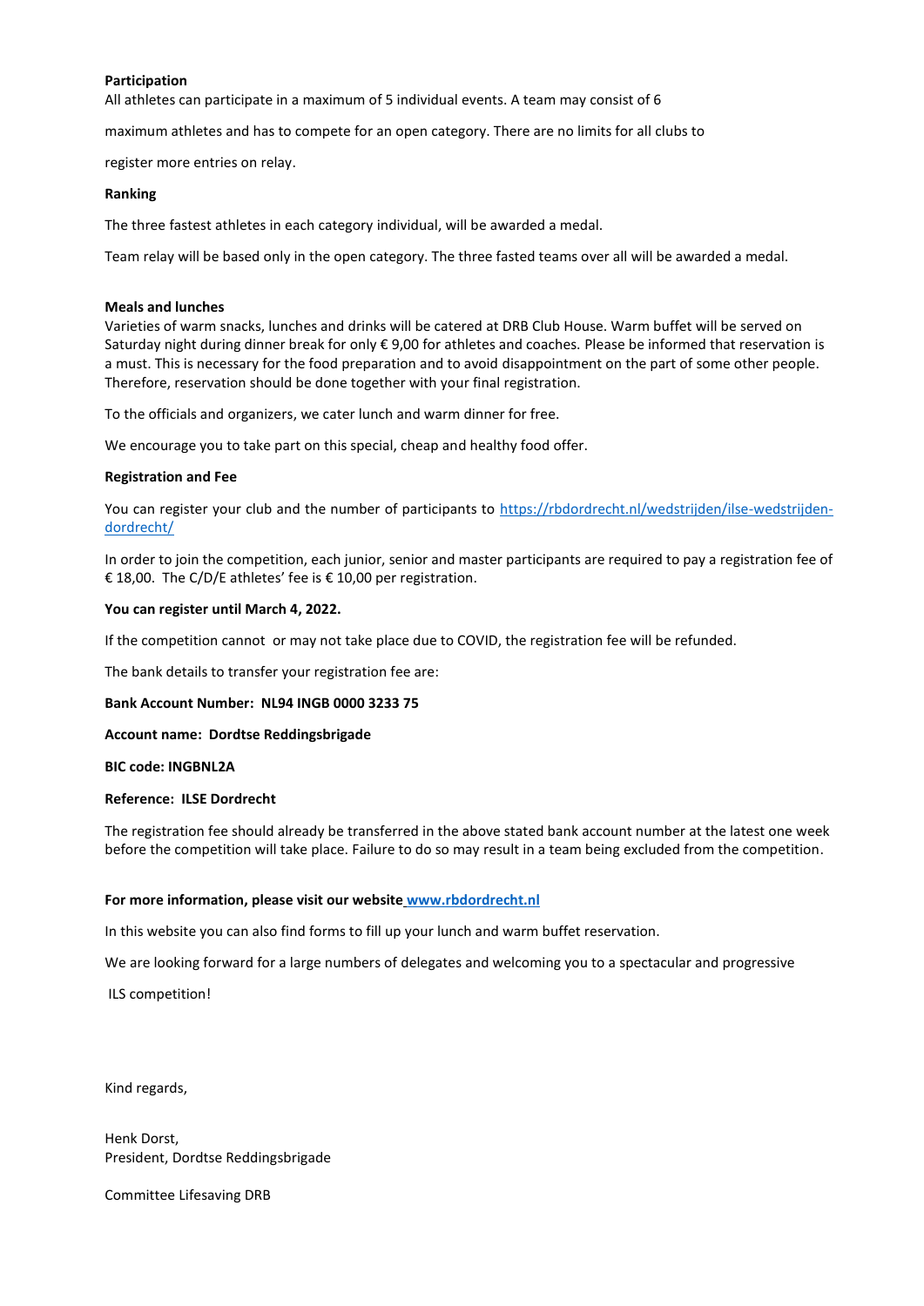**Participation**

All athletes can participate in a maximum of 5 individual events. A team may consist of 6

maximum athletes and has to compete for an open category. There are no limits for all clubs to

register more entries on relay.

**Ranking**

The three fastest athletes in each category individual, will be awarded a medal.

Team relay will be based only in the open category. The three fasted teams over all will be awarded a medal.

**Meals and lunches**

Varieties of warm snacks, lunches and drinks will be catered at DRB Club House. Warm buffet will be served on Saturday night during dinner break for only € 9,00 for athletes and coaches. Please be informed that reservation is a must. This is necessary for the food preparation and to avoid disappointment on the part of some other people. Therefore, reservation should be done together with your final registration.

To the officials and organizers, we cater lunch and warm dinner for free.

We encourage you to take part on this special, cheap and healthy food offer.

**Registration and Fee**

You can register your club and the number of participants to [https://rbdordrecht.nl/wedstrijden/ilse-wedstrijden-dordrecht/](https://rbdordrecht.nl/wedstrijden/ilse-wedstrijden-dordrecht/)

In order to join the competition, each junior, senior and master participants are required to pay a registration fee of € 18,00. The C/D/E athletes' fee is € 10,00 per registration.

**You can register until March 4, 2022.**

If the competition cannot or may not take place due to COVID, the registration fee will be refunded.

The bank details to transfer your registration fee are:

**Bank Account Number: NL94 INGB 0000 3233 75**

**Account name: Dordtse Reddingsbrigade**

**BIC code: INGBNL2A**

**Reference: ILSE Dordrecht**

The registration fee should already be transferred in the above stated bank account number at the latest one week before the competition will take place. Failure to do so may result in a team being excluded from the competition.

**For more information, please visit our website [www.rbdordrecht.nl](http://www.rbdordrecht.nl)**

In this website you can also find forms to fill up your lunch and warm buffet reservation.

We are looking forward for a large numbers of delegates and welcoming you to a spectacular and progressive

ILS competition!

Kind regards,

Henk Dorst,
President, Dordtse Reddingsbrigade

Committee Lifesaving DRB